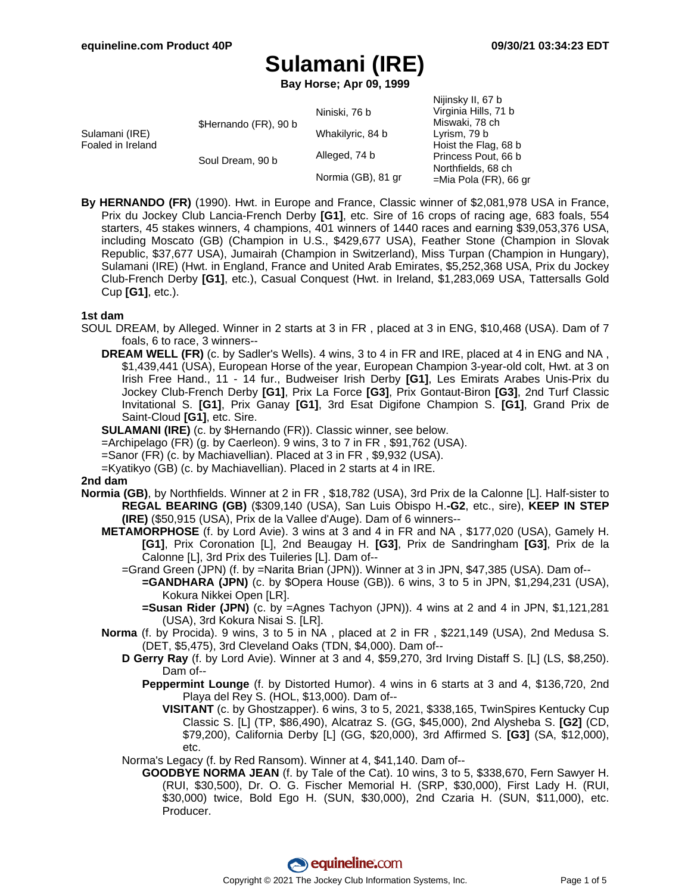# Sulamani (IRE)

**Bay Horse; Apr 09, 1999**

| | | | |
|---|---|---|---|
| Sulamani (IRE) Foaled in Ireland | $Hernando (FR), 90 b | Niniski, 76 b | Nijinsky II, 67 b |
| | | | Virginia Hills, 71 b |
| | | Whakilyric, 84 b | Miswaki, 78 ch |
| | | | Lyrism, 79 b |
| | Soul Dream, 90 b | Alleged, 74 b | Hoist the Flag, 68 b |
| | | | Princess Pout, 66 b |
| | | Normia (GB), 81 gr | Northfields, 68 ch |
| | | | =Mia Pola (FR), 66 gr |

**By HERNANDO (FR)** (1990). Hwt. in Europe and France, Classic winner of $2,081,978 USA in France, Prix du Jockey Club Lancia-French Derby **[G1]**, etc. Sire of 16 crops of racing age, 683 foals, 554 starters, 45 stakes winners, 4 champions, 401 winners of 1440 races and earning $39,053,376 USA, including Moscato (GB) (Champion in U.S., $429,677 USA), Feather Stone (Champion in Slovak Republic, $37,677 USA), Jumairah (Champion in Switzerland), Miss Turpan (Champion in Hungary), Sulamani (IRE) (Hwt. in England, France and United Arab Emirates, $5,252,368 USA, Prix du Jockey Club-French Derby **[G1]**, etc.), Casual Conquest (Hwt. in Ireland, $1,283,069 USA, Tattersalls Gold Cup **[G1]**, etc.).

**1st dam**

SOUL DREAM, by Alleged. Winner in 2 starts at 3 in FR , placed at 3 in ENG, $10,468 (USA). Dam of 7 foals, 6 to race, 3 winners--

**DREAM WELL (FR)** (c. by Sadler's Wells). 4 wins, 3 to 4 in FR and IRE, placed at 4 in ENG and NA , $1,439,441 (USA), European Horse of the year, European Champion 3-year-old colt, Hwt. at 3 on Irish Free Hand., 11 - 14 fur., Budweiser Irish Derby **[G1]**, Les Emirats Arabes Unis-Prix du Jockey Club-French Derby **[G1]**, Prix La Force **[G3]**, Prix Gontaut-Biron **[G3]**, 2nd Turf Classic Invitational S. **[G1]**, Prix Ganay **[G1]**, 3rd Esat Digifone Champion S. **[G1]**, Grand Prix de Saint-Cloud **[G1]**, etc. Sire.

**SULAMANI (IRE)** (c. by $Hernando (FR)). Classic winner, see below.

=Archipelago (FR) (g. by Caerleon). 9 wins, 3 to 7 in FR , $91,762 (USA).

=Sanor (FR) (c. by Machiavellian). Placed at 3 in FR , $9,932 (USA).

=Kyatikyo (GB) (c. by Machiavellian). Placed in 2 starts at 4 in IRE.

**2nd dam**

**Normia (GB)**, by Northfields. Winner at 2 in FR , $18,782 (USA), 3rd Prix de la Calonne [L]. Half-sister to **REGAL BEARING (GB)** ($309,140 (USA), San Luis Obispo H.**-G2**, etc., sire), **KEEP IN STEP (IRE)** ($50,915 (USA), Prix de la Vallee d'Auge). Dam of 6 winners--

**METAMORPHOSE** (f. by Lord Avie). 3 wins at 3 and 4 in FR and NA , $177,020 (USA), Gamely H. **[G1]**, Prix Coronation [L], 2nd Beaugay H. **[G3]**, Prix de Sandringham **[G3]**, Prix de la Calonne [L], 3rd Prix des Tuileries [L]. Dam of--

=Grand Green (JPN) (f. by =Narita Brian (JPN)). Winner at 3 in JPN, $47,385 (USA). Dam of--

**=GANDHARA (JPN)** (c. by $Opera House (GB)). 6 wins, 3 to 5 in JPN, $1,294,231 (USA), Kokura Nikkei Open [LR].

**=Susan Rider (JPN)** (c. by =Agnes Tachyon (JPN)). 4 wins at 2 and 4 in JPN, $1,121,281 (USA), 3rd Kokura Nisai S. [LR].

**Norma** (f. by Procida). 9 wins, 3 to 5 in NA , placed at 2 in FR , $221,149 (USA), 2nd Medusa S. (DET, $5,475), 3rd Cleveland Oaks (TDN, $4,000). Dam of--

**D Gerry Ray** (f. by Lord Avie). Winner at 3 and 4, $59,270, 3rd Irving Distaff S. [L] (LS, $8,250). Dam of--

**Peppermint Lounge** (f. by Distorted Humor). 4 wins in 6 starts at 3 and 4, $136,720, 2nd Playa del Rey S. (HOL, $13,000). Dam of--

**VISITANT** (c. by Ghostzapper). 6 wins, 3 to 5, 2021, $338,165, TwinSpires Kentucky Cup Classic S. [L] (TP, $86,490), Alcatraz S. (GG, $45,000), 2nd Alysheba S. **[G2]** (CD, $79,200), California Derby [L] (GG, $20,000), 3rd Affirmed S. **[G3]** (SA, $12,000), etc.

Norma's Legacy (f. by Red Ransom). Winner at 4, $41,140. Dam of--

**GOODBYE NORMA JEAN** (f. by Tale of the Cat). 10 wins, 3 to 5, $338,670, Fern Sawyer H. (RUI, $30,500), Dr. O. G. Fischer Memorial H. (SRP, $30,000), First Lady H. (RUI, $30,000) twice, Bold Ego H. (SUN, $30,000), 2nd Czaria H. (SUN, $11,000), etc. Producer.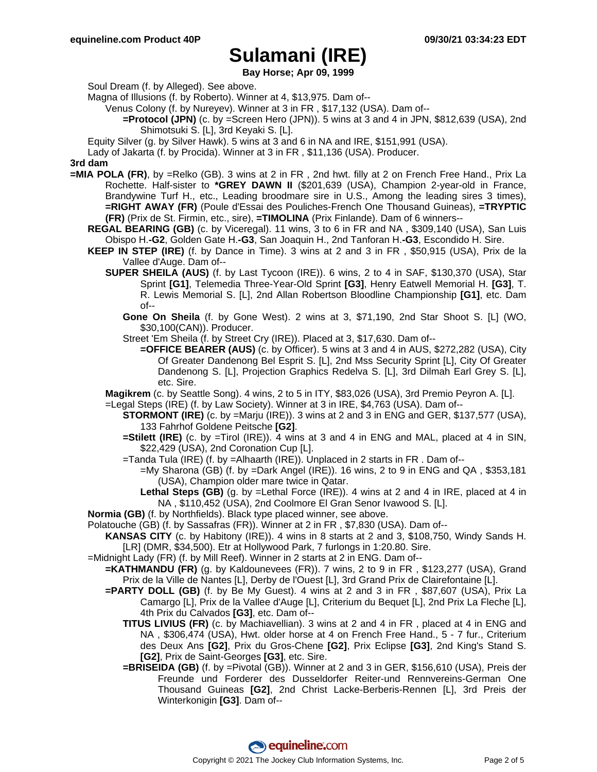# Sulamani (IRE)

**Bay Horse; Apr 09, 1999**

Soul Dream (f. by Alleged). See above.

Magna of Illusions (f. by Roberto). Winner at 4, $13,975. Dam of--

Venus Colony (f. by Nureyev). Winner at 3 in FR , $17,132 (USA). Dam of--

**=Protocol (JPN)** (c. by =Screen Hero (JPN)). 5 wins at 3 and 4 in JPN, $812,639 (USA), 2nd Shimotsuki S. [L], 3rd Keyaki S. [L].

Equity Silver (g. by Silver Hawk). 5 wins at 3 and 6 in NA and IRE, $151,991 (USA).

Lady of Jakarta (f. by Procida). Winner at 3 in FR , $11,136 (USA). Producer.

**3rd dam**

**=MIA POLA (FR)**, by =Relko (GB). 3 wins at 2 in FR , 2nd hwt. filly at 2 on French Free Hand., Prix La Rochette. Half-sister to **\*GREY DAWN II** ($201,639 (USA), Champion 2-year-old in France, Brandywine Turf H., etc., Leading broodmare sire in U.S., Among the leading sires 3 times), **=RIGHT AWAY (FR)** (Poule d'Essai des Pouliches-French One Thousand Guineas), **=TRYPTIC (FR)** (Prix de St. Firmin, etc., sire), **=TIMOLINA** (Prix Finlande). Dam of 6 winners--

**REGAL BEARING (GB)** (c. by Viceregal). 11 wins, 3 to 6 in FR and NA , $309,140 (USA), San Luis Obispo H.**-G2**, Golden Gate H.**-G3**, San Joaquin H., 2nd Tanforan H.**-G3**, Escondido H. Sire.

**KEEP IN STEP (IRE)** (f. by Dance in Time). 3 wins at 2 and 3 in FR , $50,915 (USA), Prix de la Vallee d'Auge. Dam of--

**SUPER SHEILA (AUS)** (f. by Last Tycoon (IRE)). 6 wins, 2 to 4 in SAF, $130,370 (USA), Star Sprint **[G1]**, Telemedia Three-Year-Old Sprint **[G3]**, Henry Eatwell Memorial H. **[G3]**, T. R. Lewis Memorial S. [L], 2nd Allan Robertson Bloodline Championship **[G1]**, etc. Dam of--

**Gone On Sheila** (f. by Gone West). 2 wins at 3, $71,190, 2nd Star Shoot S. [L] (WO, $30,100(CAN)). Producer.

Street 'Em Sheila (f. by Street Cry (IRE)). Placed at 3, $17,630. Dam of--

**=OFFICE BEARER (AUS)** (c. by Officer). 5 wins at 3 and 4 in AUS, $272,282 (USA), City Of Greater Dandenong Bel Esprit S. [L], 2nd Mss Security Sprint [L], City Of Greater Dandenong S. [L], Projection Graphics Redelva S. [L], 3rd Dilmah Earl Grey S. [L], etc. Sire.

**Magikrem** (c. by Seattle Song). 4 wins, 2 to 5 in ITY, $83,026 (USA), 3rd Premio Peyron A. [L].

=Legal Steps (IRE) (f. by Law Society). Winner at 3 in IRE, $4,763 (USA). Dam of--

**STORMONT (IRE)** (c. by =Marju (IRE)). 3 wins at 2 and 3 in ENG and GER, $137,577 (USA), 133 Fahrhof Goldene Peitsche **[G2]**.

**=Stilett (IRE)** (c. by =Tirol (IRE)). 4 wins at 3 and 4 in ENG and MAL, placed at 4 in SIN, $22,429 (USA), 2nd Coronation Cup [L].

=Tanda Tula (IRE) (f. by =Alhaarth (IRE)). Unplaced in 2 starts in FR . Dam of--

=My Sharona (GB) (f. by =Dark Angel (IRE)). 16 wins, 2 to 9 in ENG and QA , $353,181 (USA), Champion older mare twice in Qatar.

**Lethal Steps (GB)** (g. by =Lethal Force (IRE)). 4 wins at 2 and 4 in IRE, placed at 4 in NA , $110,452 (USA), 2nd Coolmore El Gran Senor Ivawood S. [L].

**Normia (GB)** (f. by Northfields). Black type placed winner, see above.

Polatouche (GB) (f. by Sassafras (FR)). Winner at 2 in FR , $7,830 (USA). Dam of--

**KANSAS CITY** (c. by Habitony (IRE)). 4 wins in 8 starts at 2 and 3, $108,750, Windy Sands H. [LR] (DMR, $34,500). Etr at Hollywood Park, 7 furlongs in 1:20.80. Sire.

=Midnight Lady (FR) (f. by Mill Reef). Winner in 2 starts at 2 in ENG. Dam of--

**=KATHMANDU (FR)** (g. by Kaldounevees (FR)). 7 wins, 2 to 9 in FR , $123,277 (USA), Grand Prix de la Ville de Nantes [L], Derby de l'Ouest [L], 3rd Grand Prix de Clairefontaine [L].

**=PARTY DOLL (GB)** (f. by Be My Guest). 4 wins at 2 and 3 in FR , $87,607 (USA), Prix La Camargo [L], Prix de la Vallee d'Auge [L], Criterium du Bequet [L], 2nd Prix La Fleche [L], 4th Prix du Calvados **[G3]**, etc. Dam of--

**TITUS LIVIUS (FR)** (c. by Machiavellian). 3 wins at 2 and 4 in FR , placed at 4 in ENG and NA , $306,474 (USA), Hwt. older horse at 4 on French Free Hand., 5 - 7 fur., Criterium des Deux Ans **[G2]**, Prix du Gros-Chene **[G2]**, Prix Eclipse **[G3]**, 2nd King's Stand S. **[G2]**, Prix de Saint-Georges **[G3]**, etc. Sire.

**=BRISEIDA (GB)** (f. by =Pivotal (GB)). Winner at 2 and 3 in GER, $156,610 (USA), Preis der Freunde und Forderer des Dusseldorfer Reiter-und Rennvereins-German One Thousand Guineas **[G2]**, 2nd Christ Lacke-Berberis-Rennen [L], 3rd Preis der Winterkonigin **[G3]**. Dam of--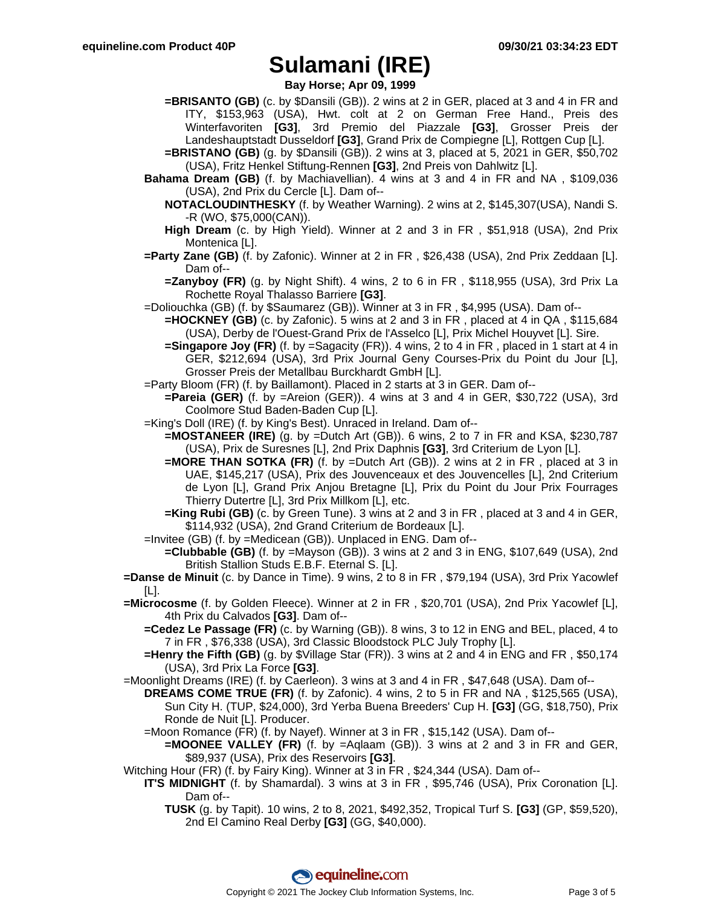# Sulamani (IRE)

**Bay Horse; Apr 09, 1999**

- **=BRISANTO (GB)** (c. by $Dansili (GB)). 2 wins at 2 in GER, placed at 3 and 4 in FR and ITY, $153,963 (USA), Hwt. colt at 2 on German Free Hand., Preis des Winterfavoriten **[G3]**, 3rd Premio del Piazzale **[G3]**, Grosser Preis der Landeshauptstadt Dusseldorf **[G3]**, Grand Prix de Compiegne [L], Rottgen Cup [L].
- **=BRISTANO (GB)** (g. by $Dansili (GB)). 2 wins at 3, placed at 5, 2021 in GER, $50,702 (USA), Fritz Henkel Stiftung-Rennen **[G3]**, 2nd Preis von Dahlwitz [L].

**Bahama Dream (GB)** (f. by Machiavellian). 4 wins at 3 and 4 in FR and NA , $109,036 (USA), 2nd Prix du Cercle [L]. Dam of--

- **NOTACLOUDINTHESKY** (f. by Weather Warning). 2 wins at 2, $145,307(USA), Nandi S. -R (WO, $75,000(CAN)).
- **High Dream** (c. by High Yield). Winner at 2 and 3 in FR , $51,918 (USA), 2nd Prix Montenica [L].

**=Party Zane (GB)** (f. by Zafonic). Winner at 2 in FR , $26,438 (USA), 2nd Prix Zeddaan [L]. Dam of--

- **=Zanyboy (FR)** (g. by Night Shift). 4 wins, 2 to 6 in FR , $118,955 (USA), 3rd Prix La Rochette Royal Thalasso Barriere **[G3]**.

=Doliouchka (GB) (f. by $Saumarez (GB)). Winner at 3 in FR , $4,995 (USA). Dam of--

- **=HOCKNEY (GB)** (c. by Zafonic). 5 wins at 2 and 3 in FR , placed at 4 in QA , $115,684 (USA), Derby de l'Ouest-Grand Prix de l'Asselco [L], Prix Michel Houyvet [L]. Sire.
- **=Singapore Joy (FR)** (f. by =Sagacity (FR)). 4 wins, 2 to 4 in FR , placed in 1 start at 4 in GER, $212,694 (USA), 3rd Prix Journal Geny Courses-Prix du Point du Jour [L], Grosser Preis der Metallbau Burckhardt GmbH [L].

=Party Bloom (FR) (f. by Baillamont). Placed in 2 starts at 3 in GER. Dam of--

- **=Pareia (GER)** (f. by =Areion (GER)). 4 wins at 3 and 4 in GER, $30,722 (USA), 3rd Coolmore Stud Baden-Baden Cup [L].

=King's Doll (IRE) (f. by King's Best). Unraced in Ireland. Dam of--

- **=MOSTANEER (IRE)** (g. by =Dutch Art (GB)). 6 wins, 2 to 7 in FR and KSA, $230,787 (USA), Prix de Suresnes [L], 2nd Prix Daphnis **[G3]**, 3rd Criterium de Lyon [L].
- **=MORE THAN SOTKA (FR)** (f. by =Dutch Art (GB)). 2 wins at 2 in FR , placed at 3 in UAE, $145,217 (USA), Prix des Jouvenceaux et des Jouvencelles [L], 2nd Criterium de Lyon [L], Grand Prix Anjou Bretagne [L], Prix du Point du Jour Prix Fourrages Thierry Dutertre [L], 3rd Prix Millkom [L], etc.
- **=King Rubi (GB)** (c. by Green Tune). 3 wins at 2 and 3 in FR , placed at 3 and 4 in GER, $114,932 (USA), 2nd Grand Criterium de Bordeaux [L].

=Invitee (GB) (f. by =Medicean (GB)). Unplaced in ENG. Dam of--

- **=Clubbable (GB)** (f. by =Mayson (GB)). 3 wins at 2 and 3 in ENG, $107,649 (USA), 2nd British Stallion Studs E.B.F. Eternal S. [L].

**=Danse de Minuit** (c. by Dance in Time). 9 wins, 2 to 8 in FR , $79,194 (USA), 3rd Prix Yacowlef [L].

**=Microcosme** (f. by Golden Fleece). Winner at 2 in FR , $20,701 (USA), 2nd Prix Yacowlef [L], 4th Prix du Calvados **[G3]**. Dam of--

- **=Cedez Le Passage (FR)** (c. by Warning (GB)). 8 wins, 3 to 12 in ENG and BEL, placed, 4 to 7 in FR , $76,338 (USA), 3rd Classic Bloodstock PLC July Trophy [L].
- **=Henry the Fifth (GB)** (g. by $Village Star (FR)). 3 wins at 2 and 4 in ENG and FR , $50,174 (USA), 3rd Prix La Force **[G3]**.

=Moonlight Dreams (IRE) (f. by Caerleon). 3 wins at 3 and 4 in FR , $47,648 (USA). Dam of--

- **DREAMS COME TRUE (FR)** (f. by Zafonic). 4 wins, 2 to 5 in FR and NA , $125,565 (USA), Sun City H. (TUP, $24,000), 3rd Yerba Buena Breeders' Cup H. **[G3]** (GG, $18,750), Prix Ronde de Nuit [L]. Producer.
- =Moon Romance (FR) (f. by Nayef). Winner at 3 in FR , $15,142 (USA). Dam of--
  - **=MOONEE VALLEY (FR)** (f. by =Aqlaam (GB)). 3 wins at 2 and 3 in FR and GER, $89,937 (USA), Prix des Reservoirs **[G3]**.

Witching Hour (FR) (f. by Fairy King). Winner at 3 in FR , $24,344 (USA). Dam of--

- **IT'S MIDNIGHT** (f. by Shamardal). 3 wins at 3 in FR , $95,746 (USA), Prix Coronation [L]. Dam of--
  - **TUSK** (g. by Tapit). 10 wins, 2 to 8, 2021, $492,352, Tropical Turf S. **[G3]** (GP, $59,520), 2nd El Camino Real Derby **[G3]** (GG, $40,000).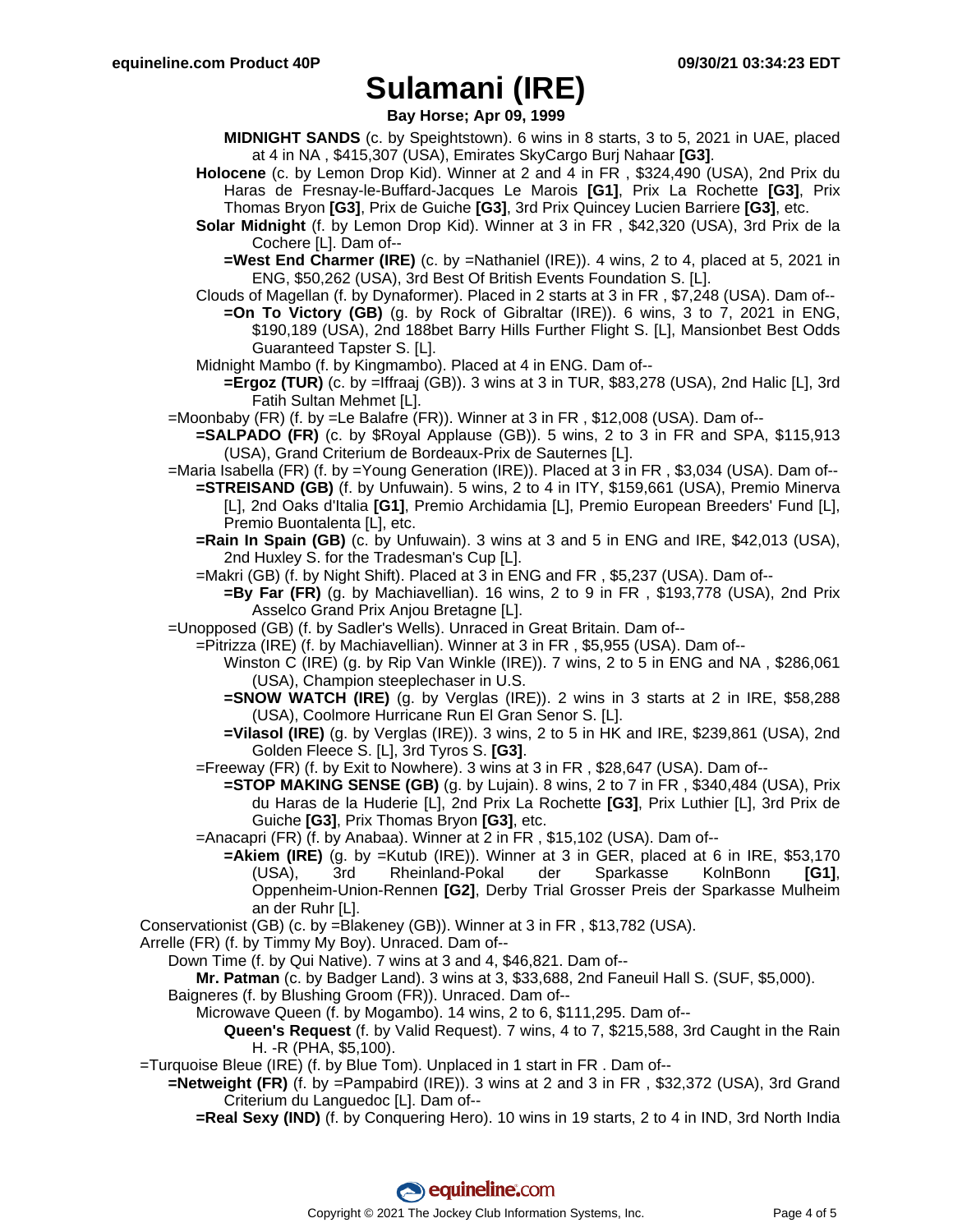# Sulamani (IRE)

**Bay Horse; Apr 09, 1999**

**MIDNIGHT SANDS** (c. by Speightstown). 6 wins in 8 starts, 3 to 5, 2021 in UAE, placed at 4 in NA , $415,307 (USA), Emirates SkyCargo Burj Nahaar **[G3]**.

**Holocene** (c. by Lemon Drop Kid). Winner at 2 and 4 in FR , $324,490 (USA), 2nd Prix du Haras de Fresnay-le-Buffard-Jacques Le Marois **[G1]**, Prix La Rochette **[G3]**, Prix Thomas Bryon **[G3]**, Prix de Guiche **[G3]**, 3rd Prix Quincey Lucien Barriere **[G3]**, etc.

**Solar Midnight** (f. by Lemon Drop Kid). Winner at 3 in FR , $42,320 (USA), 3rd Prix de la Cochere [L]. Dam of--

**=West End Charmer (IRE)** (c. by =Nathaniel (IRE)). 4 wins, 2 to 4, placed at 5, 2021 in ENG, $50,262 (USA), 3rd Best Of British Events Foundation S. [L].

Clouds of Magellan (f. by Dynaformer). Placed in 2 starts at 3 in FR , $7,248 (USA). Dam of--

**=On To Victory (GB)** (g. by Rock of Gibraltar (IRE)). 6 wins, 3 to 7, 2021 in ENG, $190,189 (USA), 2nd 188bet Barry Hills Further Flight S. [L], Mansionbet Best Odds Guaranteed Tapster S. [L].

Midnight Mambo (f. by Kingmambo). Placed at 4 in ENG. Dam of--

**=Ergoz (TUR)** (c. by =Iffraaj (GB)). 3 wins at 3 in TUR, $83,278 (USA), 2nd Halic [L], 3rd Fatih Sultan Mehmet [L].

=Moonbaby (FR) (f. by =Le Balafre (FR)). Winner at 3 in FR , $12,008 (USA). Dam of--

**=SALPADO (FR)** (c. by $Royal Applause (GB)). 5 wins, 2 to 3 in FR and SPA, $115,913 (USA), Grand Criterium de Bordeaux-Prix de Sauternes [L].

=Maria Isabella (FR) (f. by =Young Generation (IRE)). Placed at 3 in FR , $3,034 (USA). Dam of--

**=STREISAND (GB)** (f. by Unfuwain). 5 wins, 2 to 4 in ITY, $159,661 (USA), Premio Minerva [L], 2nd Oaks d'Italia **[G1]**, Premio Archidamia [L], Premio European Breeders' Fund [L], Premio Buontalenta [L], etc.

**=Rain In Spain (GB)** (c. by Unfuwain). 3 wins at 3 and 5 in ENG and IRE, $42,013 (USA), 2nd Huxley S. for the Tradesman's Cup [L].

=Makri (GB) (f. by Night Shift). Placed at 3 in ENG and FR , $5,237 (USA). Dam of--

**=By Far (FR)** (g. by Machiavellian). 16 wins, 2 to 9 in FR , $193,778 (USA), 2nd Prix Asselco Grand Prix Anjou Bretagne [L].

=Unopposed (GB) (f. by Sadler's Wells). Unraced in Great Britain. Dam of--

=Pitrizza (IRE) (f. by Machiavellian). Winner at 3 in FR , $5,955 (USA). Dam of--

Winston C (IRE) (g. by Rip Van Winkle (IRE)). 7 wins, 2 to 5 in ENG and NA , $286,061 (USA), Champion steeplechaser in U.S.

**=SNOW WATCH (IRE)** (g. by Verglas (IRE)). 2 wins in 3 starts at 2 in IRE, $58,288 (USA), Coolmore Hurricane Run El Gran Senor S. [L].

**=Vilasol (IRE)** (g. by Verglas (IRE)). 3 wins, 2 to 5 in HK and IRE, $239,861 (USA), 2nd Golden Fleece S. [L], 3rd Tyros S. **[G3]**.

=Freeway (FR) (f. by Exit to Nowhere). 3 wins at 3 in FR , $28,647 (USA). Dam of--

**=STOP MAKING SENSE (GB)** (g. by Lujain). 8 wins, 2 to 7 in FR , $340,484 (USA), Prix du Haras de la Huderie [L], 2nd Prix La Rochette **[G3]**, Prix Luthier [L], 3rd Prix de Guiche **[G3]**, Prix Thomas Bryon **[G3]**, etc.

=Anacapri (FR) (f. by Anabaa). Winner at 2 in FR , $15,102 (USA). Dam of--

**=Akiem (IRE)** (g. by =Kutub (IRE)). Winner at 3 in GER, placed at 6 in IRE, $53,170 (USA), 3rd Rheinland-Pokal der Sparkasse KolnBonn **[G1]**, Oppenheim-Union-Rennen **[G2]**, Derby Trial Grosser Preis der Sparkasse Mulheim an der Ruhr [L].

Conservationist (GB) (c. by =Blakeney (GB)). Winner at 3 in FR , $13,782 (USA).

Arrelle (FR) (f. by Timmy My Boy). Unraced. Dam of--

Down Time (f. by Qui Native). 7 wins at 3 and 4, $46,821. Dam of--

**Mr. Patman** (c. by Badger Land). 3 wins at 3, $33,688, 2nd Faneuil Hall S. (SUF, $5,000).

Baigneres (f. by Blushing Groom (FR)). Unraced. Dam of--

Microwave Queen (f. by Mogambo). 14 wins, 2 to 6, $111,295. Dam of--

**Queen's Request** (f. by Valid Request). 7 wins, 4 to 7, $215,588, 3rd Caught in the Rain H. -R (PHA, $5,100).

=Turquoise Bleue (IRE) (f. by Blue Tom). Unplaced in 1 start in FR . Dam of--

**=Netweight (FR)** (f. by =Pampabird (IRE)). 3 wins at 2 and 3 in FR , $32,372 (USA), 3rd Grand Criterium du Languedoc [L]. Dam of--

**=Real Sexy (IND)** (f. by Conquering Hero). 10 wins in 19 starts, 2 to 4 in IND, 3rd North India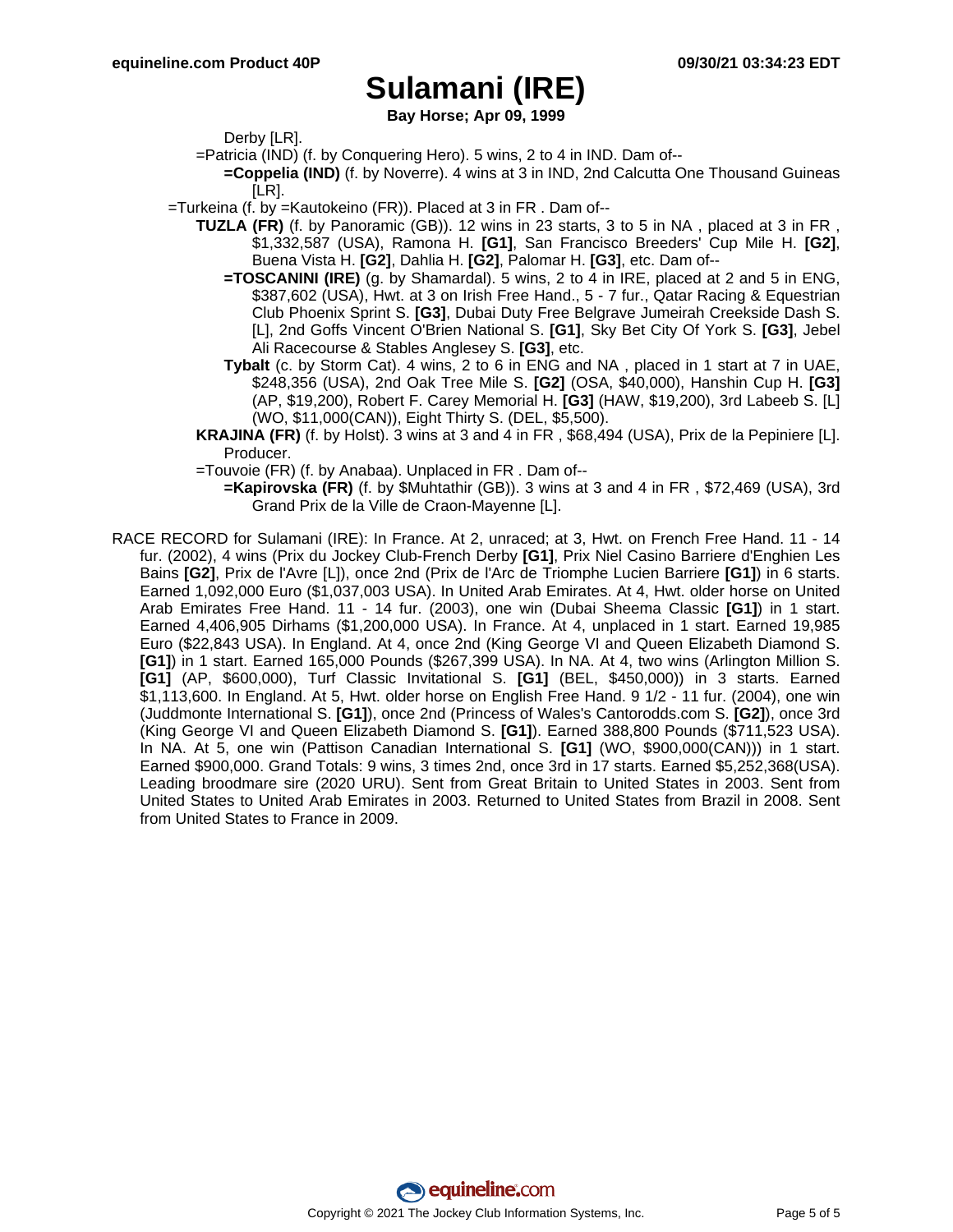# Sulamani (IRE)

**Bay Horse; Apr 09, 1999**

Derby [LR].

=Patricia (IND) (f. by Conquering Hero). 5 wins, 2 to 4 in IND. Dam of--

**=Coppelia (IND)** (f. by Noverre). 4 wins at 3 in IND, 2nd Calcutta One Thousand Guineas [LR].

=Turkeina (f. by =Kautokeino (FR)). Placed at 3 in FR . Dam of--

**TUZLA (FR)** (f. by Panoramic (GB)). 12 wins in 23 starts, 3 to 5 in NA , placed at 3 in FR , $1,332,587 (USA), Ramona H. **[G1]**, San Francisco Breeders' Cup Mile H. **[G2]**, Buena Vista H. **[G2]**, Dahlia H. **[G2]**, Palomar H. **[G3]**, etc. Dam of--

**=TOSCANINI (IRE)** (g. by Shamardal). 5 wins, 2 to 4 in IRE, placed at 2 and 5 in ENG, $387,602 (USA), Hwt. at 3 on Irish Free Hand., 5 - 7 fur., Qatar Racing & Equestrian Club Phoenix Sprint S. **[G3]**, Dubai Duty Free Belgrave Jumeirah Creekside Dash S. [L], 2nd Goffs Vincent O'Brien National S. **[G1]**, Sky Bet City Of York S. **[G3]**, Jebel Ali Racecourse & Stables Anglesey S. **[G3]**, etc.

**Tybalt** (c. by Storm Cat). 4 wins, 2 to 6 in ENG and NA , placed in 1 start at 7 in UAE, $248,356 (USA), 2nd Oak Tree Mile S. **[G2]** (OSA, $40,000), Hanshin Cup H. **[G3]** (AP, $19,200), Robert F. Carey Memorial H. **[G3]** (HAW, $19,200), 3rd Labeeb S. [L] (WO, $11,000(CAN)), Eight Thirty S. (DEL, $5,500).

**KRAJINA (FR)** (f. by Holst). 3 wins at 3 and 4 in FR , $68,494 (USA), Prix de la Pepiniere [L]. Producer.

=Touvoie (FR) (f. by Anabaa). Unplaced in FR . Dam of--

**=Kapirovska (FR)** (f. by $Muhtathir (GB)). 3 wins at 3 and 4 in FR , $72,469 (USA), 3rd Grand Prix de la Ville de Craon-Mayenne [L].

RACE RECORD for Sulamani (IRE): In France. At 2, unraced; at 3, Hwt. on French Free Hand. 11 - 14 fur. (2002), 4 wins (Prix du Jockey Club-French Derby **[G1]**, Prix Niel Casino Barriere d'Enghien Les Bains **[G2]**, Prix de l'Avre [L]), once 2nd (Prix de l'Arc de Triomphe Lucien Barriere **[G1]**) in 6 starts. Earned 1,092,000 Euro ($1,037,003 USA). In United Arab Emirates. At 4, Hwt. older horse on United Arab Emirates Free Hand. 11 - 14 fur. (2003), one win (Dubai Sheema Classic **[G1]**) in 1 start. Earned 4,406,905 Dirhams ($1,200,000 USA). In France. At 4, unplaced in 1 start. Earned 19,985 Euro ($22,843 USA). In England. At 4, once 2nd (King George VI and Queen Elizabeth Diamond S. **[G1]**) in 1 start. Earned 165,000 Pounds ($267,399 USA). In NA. At 4, two wins (Arlington Million S. **[G1]** (AP, $600,000), Turf Classic Invitational S. **[G1]** (BEL, $450,000)) in 3 starts. Earned $1,113,600. In England. At 5, Hwt. older horse on English Free Hand. 9 1/2 - 11 fur. (2004), one win (Juddmonte International S. **[G1]**), once 2nd (Princess of Wales's Cantorodds.com S. **[G2]**), once 3rd (King George VI and Queen Elizabeth Diamond S. **[G1]**). Earned 388,800 Pounds ($711,523 USA). In NA. At 5, one win (Pattison Canadian International S. **[G1]** (WO, $900,000(CAN))) in 1 start. Earned $900,000. Grand Totals: 9 wins, 3 times 2nd, once 3rd in 17 starts. Earned $5,252,368(USA). Leading broodmare sire (2020 URU). Sent from Great Britain to United States in 2003. Sent from United States to United Arab Emirates in 2003. Returned to United States from Brazil in 2008. Sent from United States to France in 2009.

Copyright © 2021 The Jockey Club Information Systems, Inc.